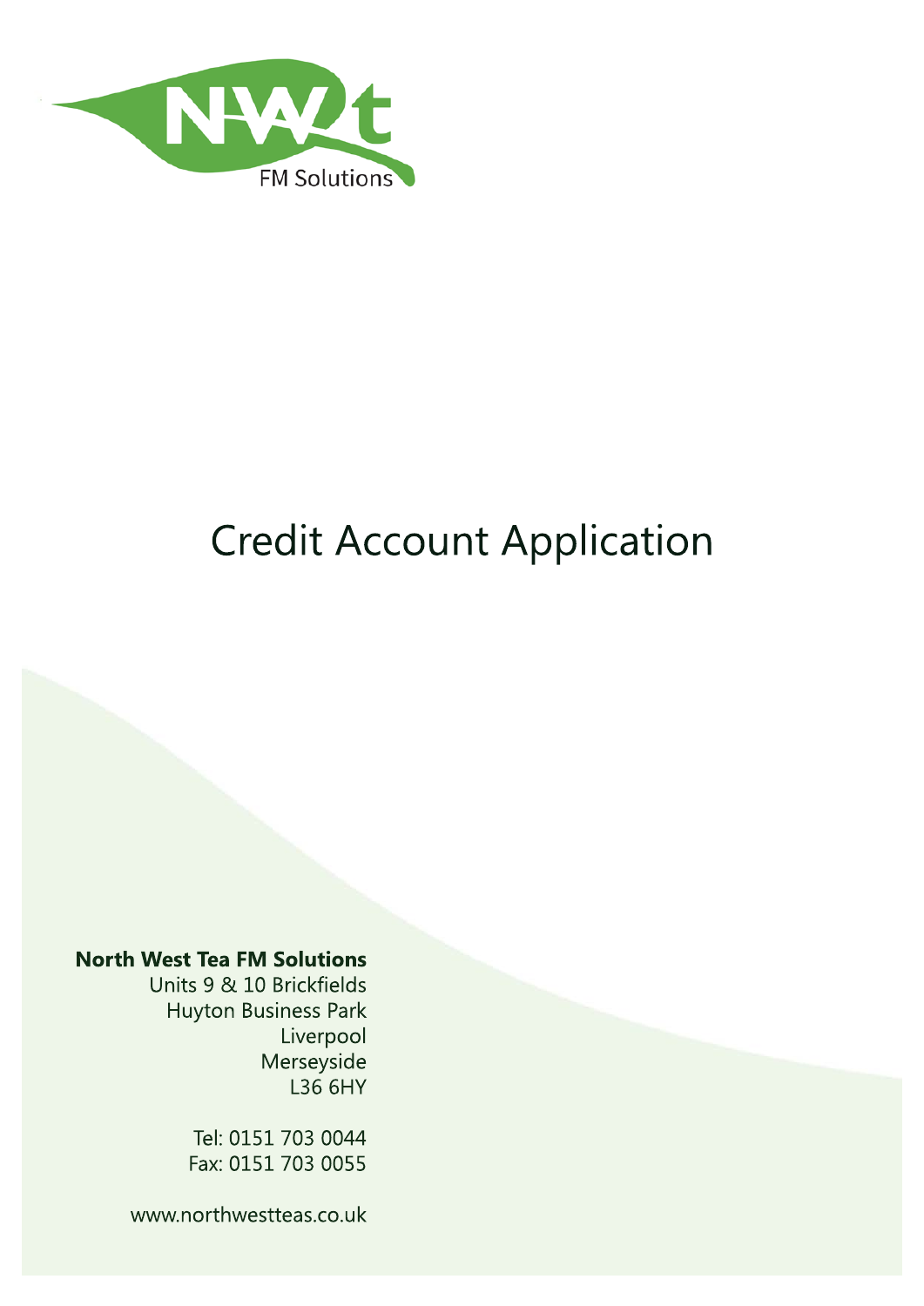NWt

FM Solutions

# Credit Account Application

**North West Tea FM Solutions**
Units 9 & 10 Brickfields
Huyton Business Park
Liverpool
Merseyside
L36 6HY

Tel: 0151 703 0044
Fax: 0151 703 0055

www.northwestteas.co.uk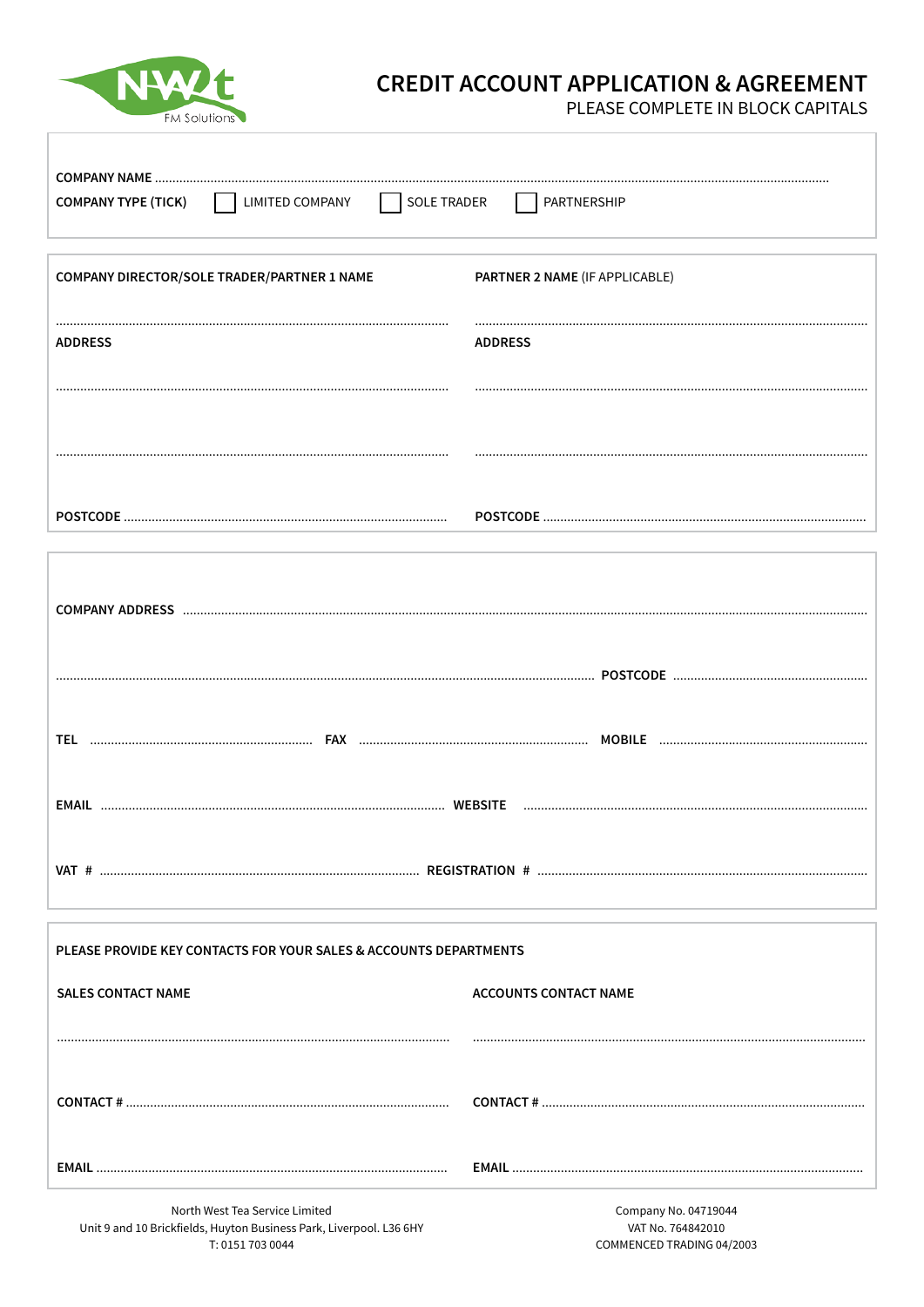# CREDIT ACCOUNT APPLICATION & AGREEMENT

PLEASE COMPLETE IN BLOCK CAPITALS

**COMPANY NAME** ......................................................................................................................................................

**COMPANY TYPE (TICK)** ☐ LIMITED COMPANY ☐ SOLE TRADER ☐ PARTNERSHIP

---

**COMPANY DIRECTOR/SOLE TRADER/PARTNER 1 NAME**

..............................................................................................................

**ADDRESS**

..............................................................................................................

..............................................................................................................

**POSTCODE** ..............................................................................................

**PARTNER 2 NAME** (IF APPLICABLE)

..............................................................................................................

**ADDRESS**

..............................................................................................................

..............................................................................................................

**POSTCODE** ..............................................................................................

---

**COMPANY ADDRESS** ......................................................................................................................................................

.................................................................................................................................... **POSTCODE** ..............................................

**TEL** ................................................ **FAX** ................................................ **MOBILE** ................................................

**EMAIL** ................................................................................ **WEBSITE** ................................................................................

**VAT #** ................................................................................ **REGISTRATION #** ................................................................................

---

**PLEASE PROVIDE KEY CONTACTS FOR YOUR SALES & ACCOUNTS DEPARTMENTS**

**SALES CONTACT NAME**

..............................................................................................................

**CONTACT #** ..............................................................................................

**EMAIL** ..............................................................................................

**ACCOUNTS CONTACT NAME**

..............................................................................................................

**CONTACT #** ..............................................................................................

**EMAIL** ..............................................................................................

---

North West Tea Service Limited
Unit 9 and 10 Brickfields, Huyton Business Park, Liverpool. L36 6HY
T: 0151 703 0044

Company No. 04719044
VAT No. 764842010
COMMENCED TRADING 04/2003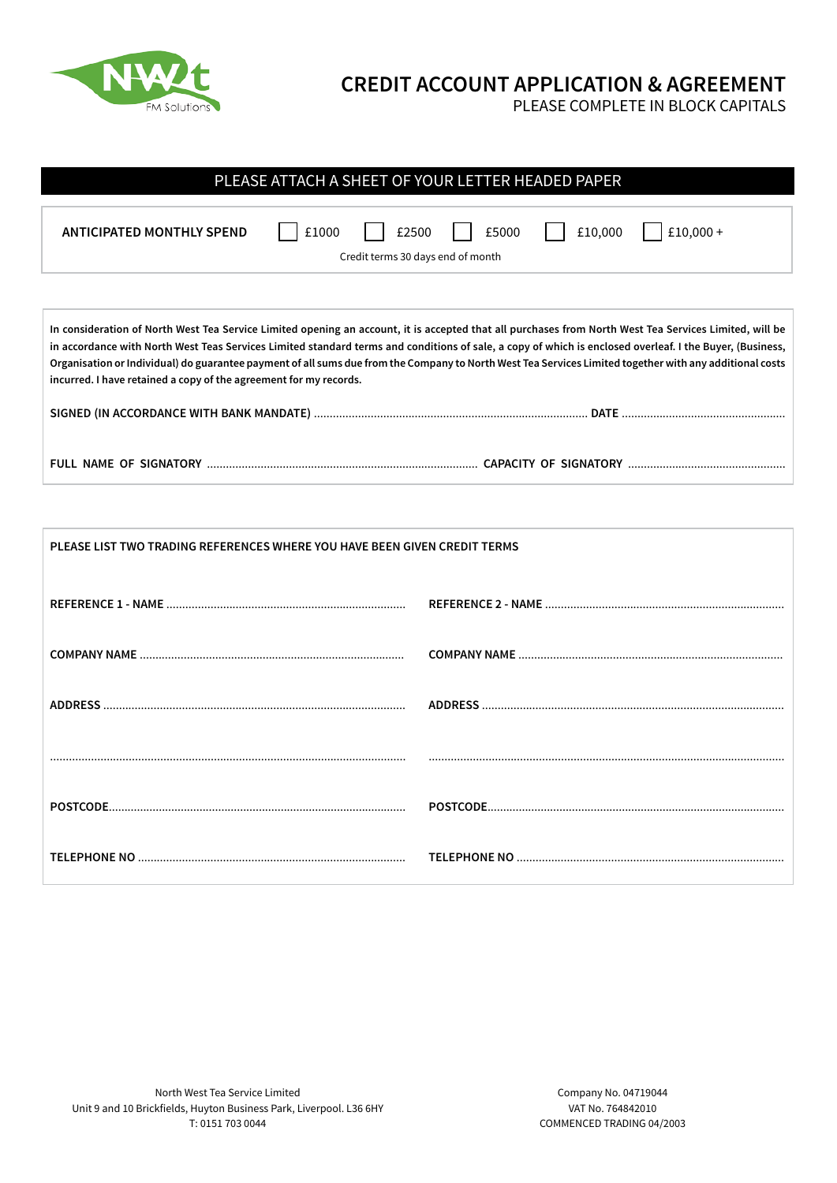# CREDIT ACCOUNT APPLICATION & AGREEMENT

PLEASE COMPLETE IN BLOCK CAPITALS

**PLEASE ATTACH A SHEET OF YOUR LETTER HEADED PAPER**

**ANTICIPATED MONTHLY SPEND** ☐ £1000 ☐ £2500 ☐ £5000 ☐ £10,000 ☐ £10,000 +

Credit terms 30 days end of month

**In consideration of North West Tea Service Limited opening an account, it is accepted that all purchases from North West Tea Services Limited, will be in accordance with North West Teas Services Limited standard terms and conditions of sale, a copy of which is enclosed overleaf. I the Buyer, (Business, Organisation or Individual) do guarantee payment of all sums due from the Company to North West Tea Services Limited together with any additional costs incurred. I have retained a copy of the agreement for my records.**

**SIGNED (IN ACCORDANCE WITH BANK MANDATE)** ........................................ **DATE** ........................................

**FULL NAME OF SIGNATORY** ........................................ **CAPACITY OF SIGNATORY** ........................................

**PLEASE LIST TWO TRADING REFERENCES WHERE YOU HAVE BEEN GIVEN CREDIT TERMS**

| | |
|---|---|
| **REFERENCE 1 - NAME** ........................................ | **REFERENCE 2 - NAME** ........................................ |
| **COMPANY NAME** ........................................ | **COMPANY NAME** ........................................ |
| **ADDRESS** ........................................ | **ADDRESS** ........................................ |
| ........................................ | ........................................ |
| **POSTCODE**........................................ | **POSTCODE**........................................ |
| **TELEPHONE NO** ........................................ | **TELEPHONE NO** ........................................ |

North West Tea Service Limited
Unit 9 and 10 Brickfields, Huyton Business Park, Liverpool. L36 6HY
T: 0151 703 0044

Company No. 04719044
VAT No. 764842010
COMMENCED TRADING 04/2003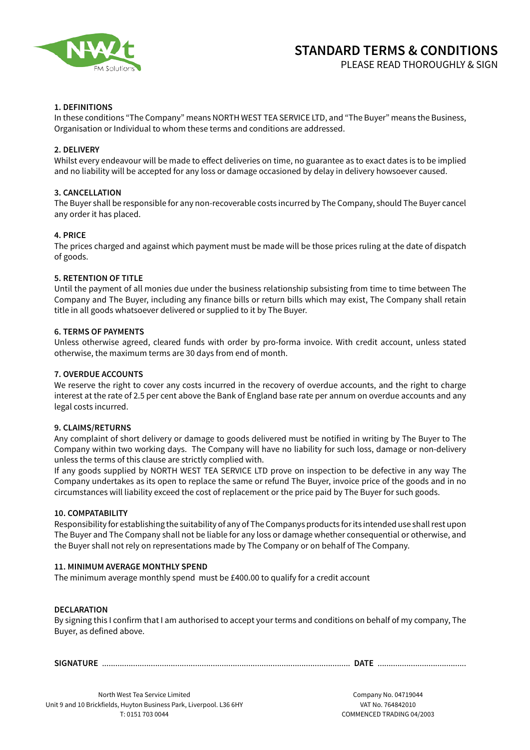# STANDARD TERMS & CONDITIONS

PLEASE READ THOROUGHLY & SIGN

**1. DEFINITIONS**

In these conditions "The Company" means NORTH WEST TEA SERVICE LTD, and "The Buyer" means the Business, Organisation or Individual to whom these terms and conditions are addressed.

**2. DELIVERY**

Whilst every endeavour will be made to effect deliveries on time, no guarantee as to exact dates is to be implied and no liability will be accepted for any loss or damage occasioned by delay in delivery howsoever caused.

**3. CANCELLATION**

The Buyer shall be responsible for any non-recoverable costs incurred by The Company, should The Buyer cancel any order it has placed.

**4. PRICE**

The prices charged and against which payment must be made will be those prices ruling at the date of dispatch of goods.

**5. RETENTION OF TITLE**

Until the payment of all monies due under the business relationship subsisting from time to time between The Company and The Buyer, including any finance bills or return bills which may exist, The Company shall retain title in all goods whatsoever delivered or supplied to it by The Buyer.

**6. TERMS OF PAYMENTS**

Unless otherwise agreed, cleared funds with order by pro-forma invoice. With credit account, unless stated otherwise, the maximum terms are 30 days from end of month.

**7. OVERDUE ACCOUNTS**

We reserve the right to cover any costs incurred in the recovery of overdue accounts, and the right to charge interest at the rate of 2.5 per cent above the Bank of England base rate per annum on overdue accounts and any legal costs incurred.

**9. CLAIMS/RETURNS**

Any complaint of short delivery or damage to goods delivered must be notified in writing by The Buyer to The Company within two working days. The Company will have no liability for such loss, damage or non-delivery unless the terms of this clause are strictly complied with.

If any goods supplied by NORTH WEST TEA SERVICE LTD prove on inspection to be defective in any way The Company undertakes as its open to replace the same or refund The Buyer, invoice price of the goods and in no circumstances will liability exceed the cost of replacement or the price paid by The Buyer for such goods.

**10. COMPATABILITY**

Responsibility for establishing the suitability of any of The Companys products for its intended use shall rest upon The Buyer and The Company shall not be liable for any loss or damage whether consequential or otherwise, and the Buyer shall not rely on representations made by The Company or on behalf of The Company.

**11. MINIMUM AVERAGE MONTHLY SPEND**

The minimum average monthly spend must be £400.00 to qualify for a credit account

**DECLARATION**

By signing this I confirm that I am authorised to accept your terms and conditions on behalf of my company, The Buyer, as defined above.

**SIGNATURE** ............................................................................................................ **DATE** ........................................

North West Tea Service Limited
Unit 9 and 10 Brickfields, Huyton Business Park, Liverpool. L36 6HY
T: 0151 703 0044

Company No. 04719044
VAT No. 764842010
COMMENCED TRADING 04/2003